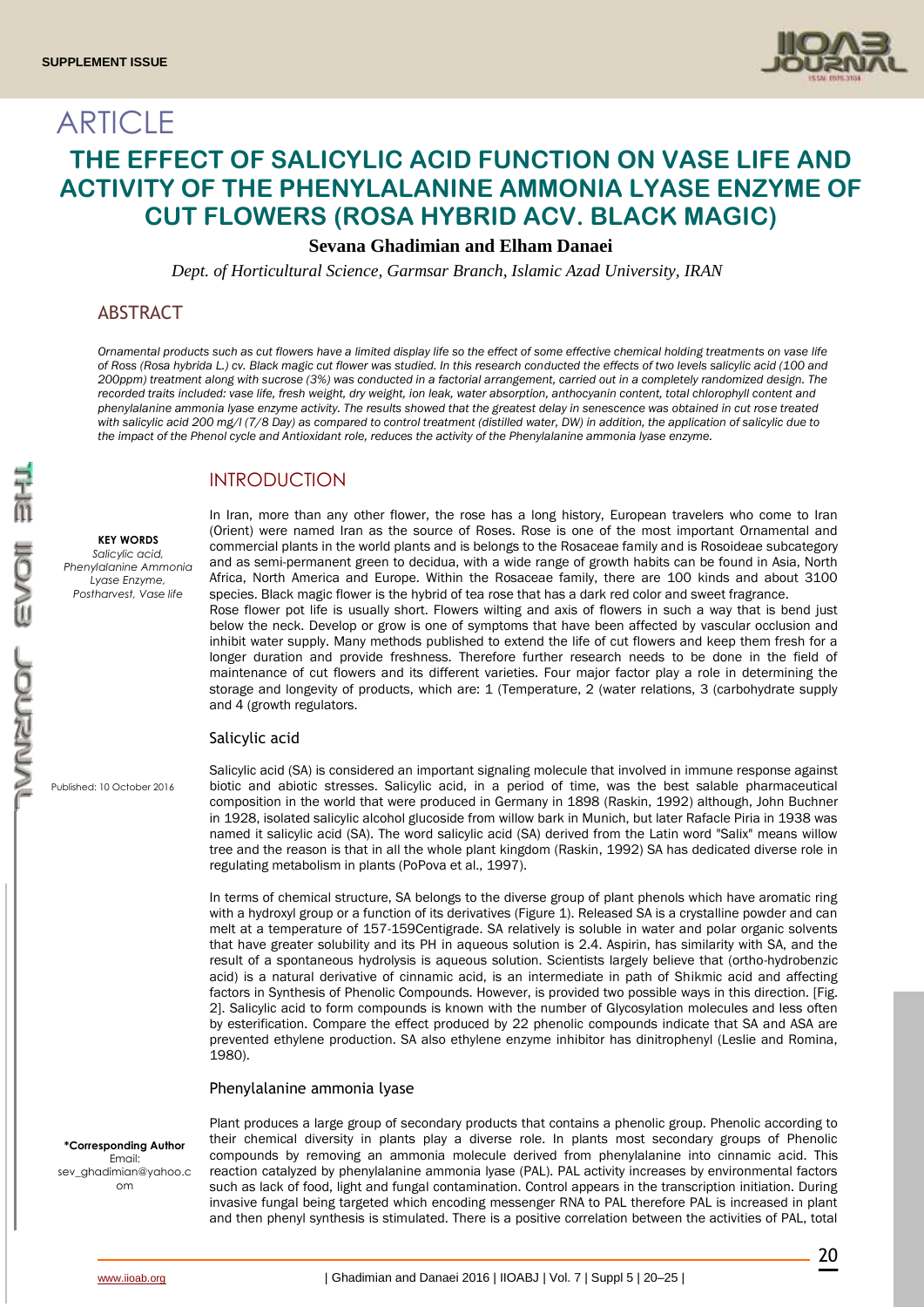**SUPPLEMENT ISSUE**

# ARTICLE

# THE EFFECT OF SALICYLIC ACID FUNCTION ON VASE LIFE AND ACTIVITY OF THE PHENYLALANINE AMMONIA LYASE ENZYME OF CUT FLOWERS (ROSA HYBRID ACV. BLACK MAGIC)

**Sevana Ghadimian and Elham Danaei**

*Dept. of Horticultural Science, Garmsar Branch, Islamic Azad University, IRAN*

## ABSTRACT

*Ornamental products such as cut flowers have a limited display life so the effect of some effective chemical holding treatments on vase life of Ross (Rosa hybrida L.) cv. Black magic cut flower was studied. In this research conducted the effects of two levels salicylic acid (100 and 200ppm) treatment along with sucrose (3%) was conducted in a factorial arrangement, carried out in a completely randomized design. The recorded traits included: vase life, fresh weight, dry weight, ion leak, water absorption, anthocyanin content, total chlorophyll content and phenylalanine ammonia lyase enzyme activity. The results showed that the greatest delay in senescence was obtained in cut rose treated with salicylic acid 200 mg/l (7/8 Day) as compared to control treatment (distilled water, DW) in addition, the application of salicylic due to the impact of the Phenol cycle and Antioxidant role, reduces the activity of the Phenylalanine ammonia lyase enzyme.*

**KEY WORDS**
*Salicylic acid, Phenylalanine Ammonia Lyase Enzyme, Postharvest, Vase life*

Published: 10 October 2016

**\*Corresponding Author**
Email: sev_ghadimian@yahoo.com

## INTRODUCTION

In Iran, more than any other flower, the rose has a long history, European travelers who come to Iran (Orient) were named Iran as the source of Roses. Rose is one of the most important Ornamental and commercial plants in the world plants and is belongs to the Rosaceae family and is Rosoideae subcategory and as semi-permanent green to decidua, with a wide range of growth habits can be found in Asia, North Africa, North America and Europe. Within the Rosaceae family, there are 100 kinds and about 3100 species. Black magic flower is the hybrid of tea rose that has a dark red color and sweet fragrance.

Rose flower pot life is usually short. Flowers wilting and axis of flowers in such a way that is bend just below the neck. Develop or grow is one of symptoms that have been affected by vascular occlusion and inhibit water supply. Many methods published to extend the life of cut flowers and keep them fresh for a longer duration and provide freshness. Therefore further research needs to be done in the field of maintenance of cut flowers and its different varieties. Four major factor play a role in determining the storage and longevity of products, which are: 1 (Temperature, 2 (water relations, 3 (carbohydrate supply and 4 (growth regulators.

### Salicylic acid

Salicylic acid (SA) is considered an important signaling molecule that involved in immune response against biotic and abiotic stresses. Salicylic acid, in a period of time, was the best salable pharmaceutical composition in the world that were produced in Germany in 1898 (Raskin, 1992) although, John Buchner in 1928, isolated salicylic alcohol glucoside from willow bark in Munich, but later Rafacle Piria in 1938 was named it salicylic acid (SA). The word salicylic acid (SA) derived from the Latin word "Salix" means willow tree and the reason is that in all the whole plant kingdom (Raskin, 1992) SA has dedicated diverse role in regulating metabolism in plants (PoPova et al., 1997).

In terms of chemical structure, SA belongs to the diverse group of plant phenols which have aromatic ring with a hydroxyl group or a function of its derivatives (Figure 1). Released SA is a crystalline powder and can melt at a temperature of 157-159Centigrade. SA relatively is soluble in water and polar organic solvents that have greater solubility and its PH in aqueous solution is 2.4. Aspirin, has similarity with SA, and the result of a spontaneous hydrolysis is aqueous solution. Scientists largely believe that (ortho-hydrobenzic acid) is a natural derivative of cinnamic acid, is an intermediate in path of Shikmic acid and affecting factors in Synthesis of Phenolic Compounds. However, is provided two possible ways in this direction. [Fig. 2]. Salicylic acid to form compounds is known with the number of Glycosylation molecules and less often by esterification. Compare the effect produced by 22 phenolic compounds indicate that SA and ASA are prevented ethylene production. SA also ethylene enzyme inhibitor has dinitrophenyl (Leslie and Romina, 1980).

### Phenylalanine ammonia lyase

Plant produces a large group of secondary products that contains a phenolic group. Phenolic according to their chemical diversity in plants play a diverse role. In plants most secondary groups of Phenolic compounds by removing an ammonia molecule derived from phenylalanine into cinnamic acid. This reaction catalyzed by phenylalanine ammonia lyase (PAL). PAL activity increases by environmental factors such as lack of food, light and fungal contamination. Control appears in the transcription initiation. During invasive fungal being targeted which encoding messenger RNA to PAL therefore PAL is increased in plant and then phenyl synthesis is stimulated. There is a positive correlation between the activities of PAL, total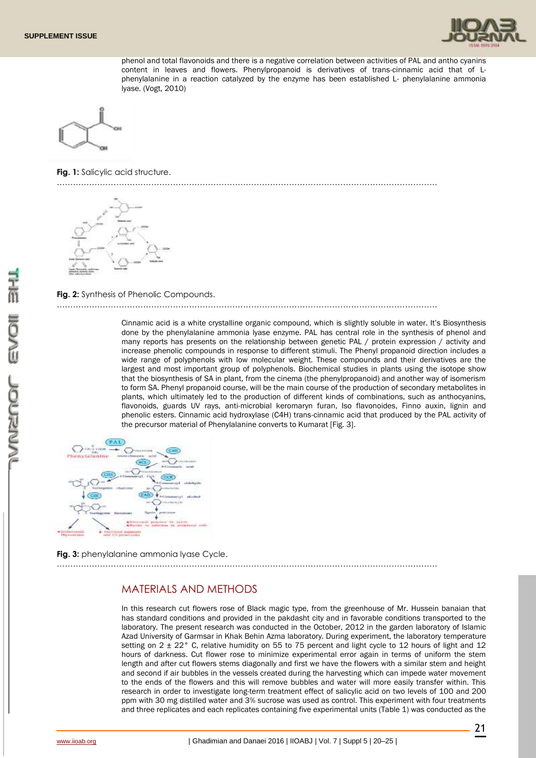phenol and total flavonoids and there is a negative correlation between activities of PAL and antho cyanins content in leaves and flowers. Phenylpropanoid is derivatives of trans-cinnamic acid that of L-phenylalanine in a reaction catalyzed by the enzyme has been established L- phenylalanine ammonia lyase. (Vogt, 2010)

**Fig. 1:** Salicylic acid structure.

**Fig. 2:** Synthesis of Phenolic Compounds.

Cinnamic acid is a white crystalline organic compound, which is slightly soluble in water. It's Biosynthesis done by the phenylalanine ammonia lyase enzyme. PAL has central role in the synthesis of phenol and many reports has presents on the relationship between genetic PAL / protein expression / activity and increase phenolic compounds in response to different stimuli. The Phenyl propanoid direction includes a wide range of polyphenols with low molecular weight. These compounds and their derivatives are the largest and most important group of polyphenols. Biochemical studies in plants using the isotope show that the biosynthesis of SA in plant, from the cinema (the phenylpropanoid) and another way of isomerism to form SA. Phenyl propanoid course, will be the main course of the production of secondary metabolites in plants, which ultimately led to the production of different kinds of combinations, such as anthocyanins, flavonoids, guards UV rays, anti-microbial keromaryn furan, Iso flavonoides, Finno auxin, lignin and phenolic esters. Cinnamic acid hydroxylase (C4H) trans-cinnamic acid that produced by the PAL activity of the precursor material of Phenylalanine converts to Kumarat [Fig. 3].

**Fig. 3:** phenylalanine ammonia lyase Cycle.

## MATERIALS AND METHODS

In this research cut flowers rose of Black magic type, from the greenhouse of Mr. Hussein banaian that has standard conditions and provided in the pakdasht city and in favorable conditions transported to the laboratory. The present research was conducted in the October, 2012 in the garden laboratory of Islamic Azad University of Garmsar in Khak Behin Azma laboratory. During experiment, the laboratory temperature setting on 2 ± 22° C, relative humidity on 55 to 75 percent and light cycle to 12 hours of light and 12 hours of darkness. Cut flower rose to minimize experimental error again in terms of uniform the stem length and after cut flowers stems diagonally and first we have the flowers with a similar stem and height and second if air bubbles in the vessels created during the harvesting which can impede water movement to the ends of the flowers and this will remove bubbles and water will more easily transfer within. This research in order to investigate long-term treatment effect of salicylic acid on two levels of 100 and 200 ppm with 30 mg distilled water and 3% sucrose was used as control. This experiment with four treatments and three replicates and each replicates containing five experimental units (Table 1) was conducted as the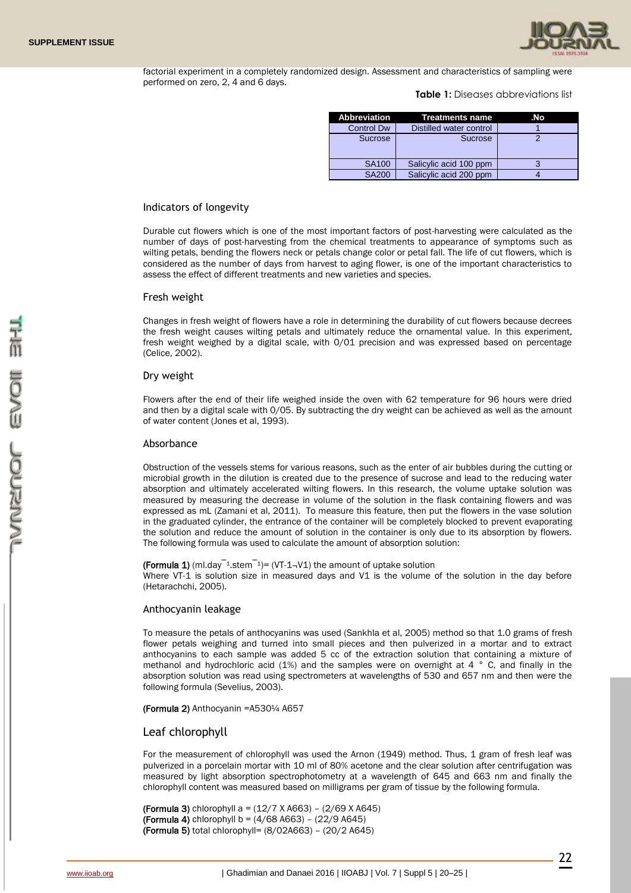factorial experiment in a completely randomized design. Assessment and characteristics of sampling were performed on zero, 2, 4 and 6 days.

**Table 1:** Diseases abbreviations list

| Abbreviation | Treatments name | .No |
|---|---|---|
| Control Dw | Distilled water control | 1 |
| Sucrose | Sucrose | 2 |
| SA100 | Salicylic acid 100 ppm | 3 |
| SA200 | Salicylic acid 200 ppm | 4 |

## Indicators of longevity

Durable cut flowers which is one of the most important factors of post-harvesting were calculated as the number of days of post-harvesting from the chemical treatments to appearance of symptoms such as wilting petals, bending the flowers neck or petals change color or petal fall. The life of cut flowers, which is considered as the number of days from harvest to aging flower, is one of the important characteristics to assess the effect of different treatments and new varieties and species.

## Fresh weight

Changes in fresh weight of flowers have a role in determining the durability of cut flowers because decrees the fresh weight causes wilting petals and ultimately reduce the ornamental value. In this experiment, fresh weight weighed by a digital scale, with 0/01 precision and was expressed based on percentage (Celice, 2002).

## Dry weight

Flowers after the end of their life weighed inside the oven with 62 temperature for 96 hours were dried and then by a digital scale with 0/05. By subtracting the dry weight can be achieved as well as the amount of water content (Jones et al, 1993).

## Absorbance

Obstruction of the vessels stems for various reasons, such as the enter of air bubbles during the cutting or microbial growth in the dilution is created due to the presence of sucrose and lead to the reducing water absorption and ultimately accelerated wilting flowers. In this research, the volume uptake solution was measured by measuring the decrease in volume of the solution in the flask containing flowers and was expressed as mL (Zamani et al, 2011). To measure this feature, then put the flowers in the vase solution in the graduated cylinder, the entrance of the container will be completely blocked to prevent evaporating the solution and reduce the amount of solution in the container is only due to its absorption by flowers. The following formula was used to calculate the amount of absorption solution:

**(Formula 1)** $(\text{ml.day}^{-1}.\text{stem}^{-1}) = (VT\text{-}1\text{-}V1)$ the amount of uptake solution

Where VT-1 is solution size in measured days and V1 is the volume of the solution in the day before (Hetarachchi, 2005).

## Anthocyanin leakage

To measure the petals of anthocyanins was used (Sankhla et al, 2005) method so that 1.0 grams of fresh flower petals weighing and turned into small pieces and then pulverized in a mortar and to extract anthocyanins to each sample was added 5 cc of the extraction solution that containing a mixture of methanol and hydrochloric acid (1%) and the samples were on overnight at 4 ° C, and finally in the absorption solution was read using spectrometers at wavelengths of 530 and 657 nm and then were the following formula (Sevelius, 2003).

**(Formula 2)** Anthocyanin =A530¼ A657

## Leaf chlorophyll

For the measurement of chlorophyll was used the Arnon (1949) method. Thus, 1 gram of fresh leaf was pulverized in a porcelain mortar with 10 ml of 80% acetone and the clear solution after centrifugation was measured by light absorption spectrophotometry at a wavelength of 645 and 663 nm and finally the chlorophyll content was measured based on milligrams per gram of tissue by the following formula.

**(Formula 3)** chlorophyll a = (12/7 X A663) – (2/69 X A645)
**(Formula 4)** chlorophyll b = (4/68 A663) – (22/9 A645)
**(Formula 5)** total chlorophyll= (8/02A663) – (20/2 A645)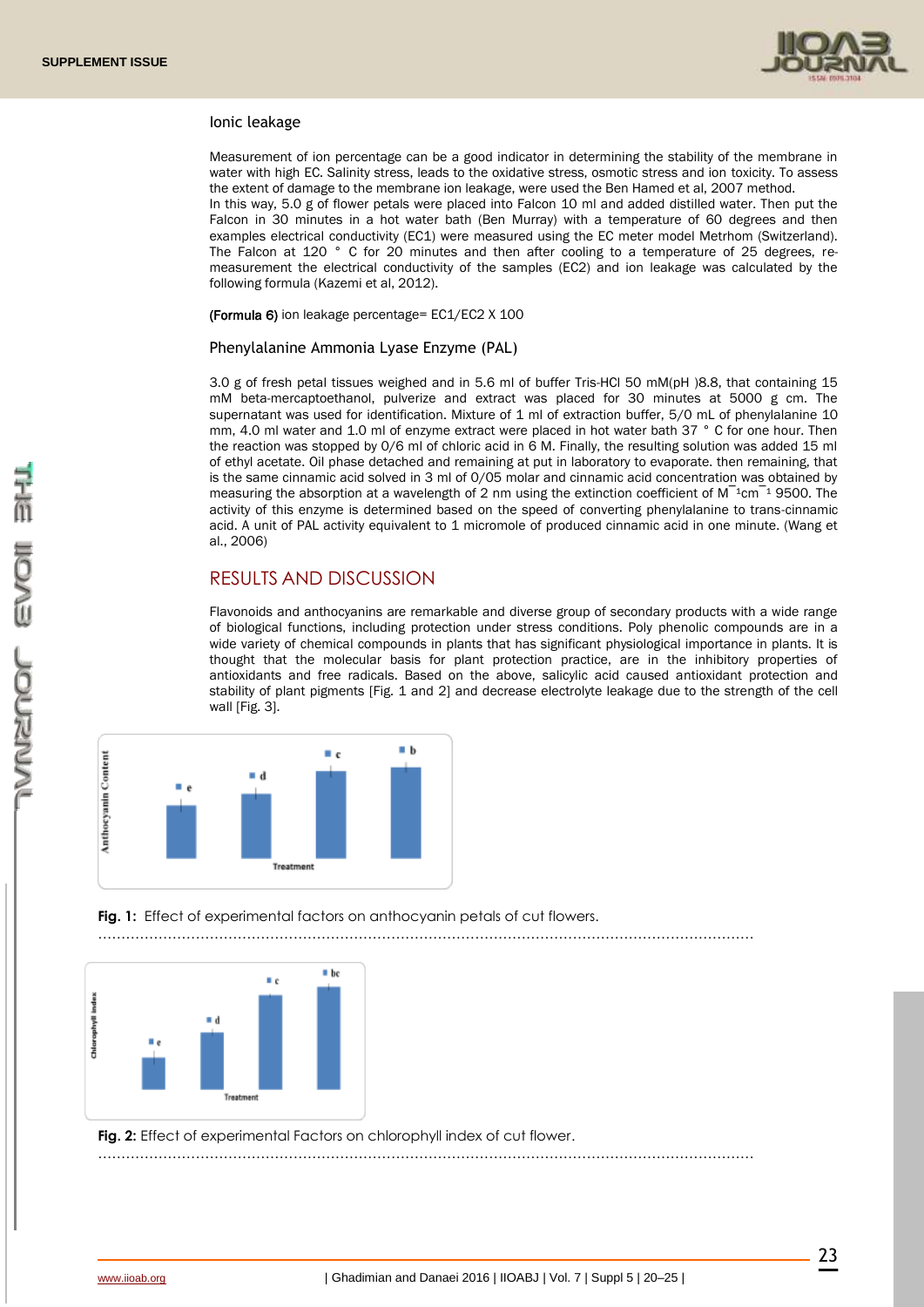### Ionic leakage

Measurement of ion percentage can be a good indicator in determining the stability of the membrane in water with high EC. Salinity stress, leads to the oxidative stress, osmotic stress and ion toxicity. To assess the extent of damage to the membrane ion leakage, were used the Ben Hamed et al, 2007 method.
In this way, 5.0 g of flower petals were placed into Falcon 10 ml and added distilled water. Then put the Falcon in 30 minutes in a hot water bath (Ben Murray) with a temperature of 60 degrees and then examples electrical conductivity (EC1) were measured using the EC meter model Metrhom (Switzerland). The Falcon at 120 ° C for 20 minutes and then after cooling to a temperature of 25 degrees, re-measurement the electrical conductivity of the samples (EC2) and ion leakage was calculated by the following formula (Kazemi et al, 2012).

**(Formula 6)** ion leakage percentage= EC1/EC2 X 100

### Phenylalanine Ammonia Lyase Enzyme (PAL)

3.0 g of fresh petal tissues weighed and in 5.6 ml of buffer Tris-HCl 50 mM(pH )8.8, that containing 15 mM beta-mercaptoethanol, pulverize and extract was placed for 30 minutes at 5000 g cm. The supernatant was used for identification. Mixture of 1 ml of extraction buffer, 5/0 mL of phenylalanine 10 mm, 4.0 ml water and 1.0 ml of enzyme extract were placed in hot water bath 37 ° C for one hour. Then the reaction was stopped by 0/6 ml of chloric acid in 6 M. Finally, the resulting solution was added 15 ml of ethyl acetate. Oil phase detached and remaining at put in laboratory to evaporate. then remaining, that is the same cinnamic acid solved in 3 ml of 0/05 molar and cinnamic acid concentration was obtained by measuring the absorption at a wavelength of 2 nm using the extinction coefficient of $M^{-1}cm^{-1}$ 9500. The activity of this enzyme is determined based on the speed of converting phenylalanine to trans-cinnamic acid. A unit of PAL activity equivalent to 1 micromole of produced cinnamic acid in one minute. (Wang et al., 2006)

## RESULTS AND DISCUSSION

Flavonoids and anthocyanins are remarkable and diverse group of secondary products with a wide range of biological functions, including protection under stress conditions. Poly phenolic compounds are in a wide variety of chemical compounds in plants that has significant physiological importance in plants. It is thought that the molecular basis for plant protection practice, are in the inhibitory properties of antioxidants and free radicals. Based on the above, salicylic acid caused antioxidant protection and stability of plant pigments [Fig. 1 and 2] and decrease electrolyte leakage due to the strength of the cell wall [Fig. 3].

**Fig. 1:** Effect of experimental factors on anthocyanin petals of cut flowers.

**Fig. 2:** Effect of experimental Factors on chlorophyll index of cut flower.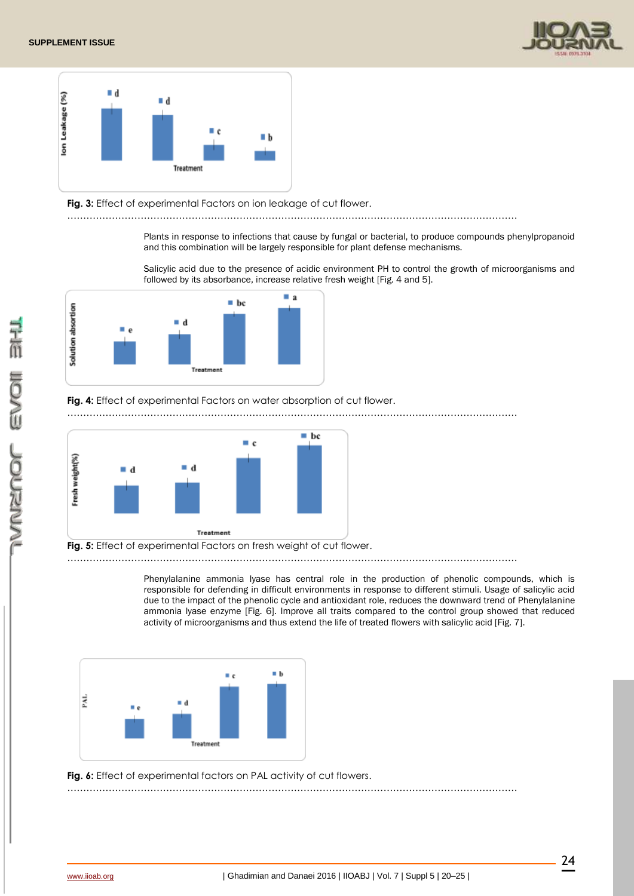Fig. 3: Effect of experimental Factors on ion leakage of cut flower.

Plants in response to infections that cause by fungal or bacterial, to produce compounds phenylpropanoid and this combination will be largely responsible for plant defense mechanisms.

Salicylic acid due to the presence of acidic environment PH to control the growth of microorganisms and followed by its absorbance, increase relative fresh weight [Fig. 4 and 5].

Fig. 4: Effect of experimental Factors on water absorption of cut flower.

Fig. 5: Effect of experimental Factors on fresh weight of cut flower.

Phenylalanine ammonia lyase has central role in the production of phenolic compounds, which is responsible for defending in difficult environments in response to different stimuli. Usage of salicylic acid due to the impact of the phenolic cycle and antioxidant role, reduces the downward trend of Phenylalanine ammonia lyase enzyme [Fig. 6]. Improve all traits compared to the control group showed that reduced activity of microorganisms and thus extend the life of treated flowers with salicylic acid [Fig. 7].

Fig. 6: Effect of experimental factors on PAL activity of cut flowers.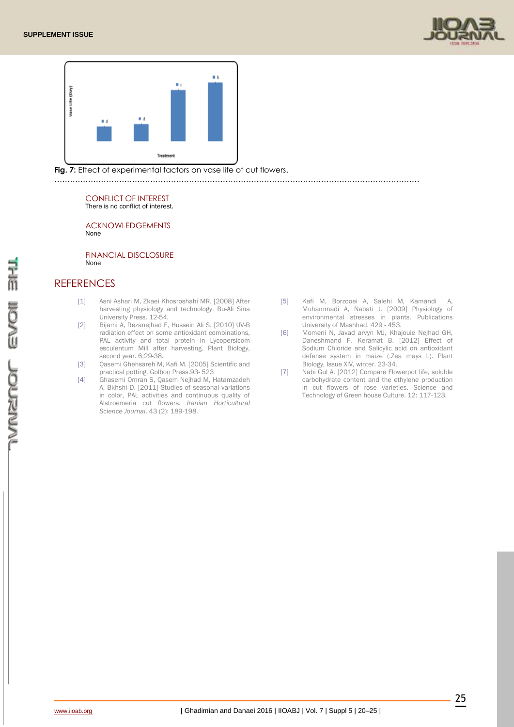Vase Life (Day)

d

d

c

b

Treatment

**Fig. 7:** Effect of experimental factors on vase life of cut flowers.

## CONFLICT OF INTEREST

There is no conflict of interest.

## ACKNOWLEDGEMENTS

None

## FINANCIAL DISCLOSURE

None

# REFERENCES

[1] Asni Ashari M, Zkaei Khosroshahi MR. [2008] After harvesting physiology and technology. Bu-Ali Sina University Press. 12-54.

[2] Bijami A, Rezanejhad F, Hussein Ali S. [2010] UV-B radiation effect on some antioxidant combinations, PAL activity and total protein in Lycopersicom esculentum Mill after harvesting. Plant Biology, second year. 6:29-38.

[3] Qasemi Ghehsareh M, Kafi M. [2005] Scientific and practical potting. Golbon Press.93- 523

[4] Ghasemi Omran S, Qasem Nejhad M, Hatamzadeh A, Bkhshi D. [2011] Studies of seasonal variations in color, PAL activities and continuous quality of Alstroemeria cut flowers. *Iranian Horticultural Science Journal*. 43 (2): 189-198.

[5] Kafi M, Borzooei A, Salehi M, Kamandi A, Muhammadi A, Nabati J. [2009] Physiology of environmental stresses in plants. Publications University of Mashhad. 429 - 453.

[6] Momeni N, Javad arvyn MJ, Khajouie Nejhad GH, Daneshmand F, Keramat B. [2012] Effect of Sodium Chloride and Salicylic acid on antioxidant defense system in maize (.Zea mays L). Plant Biology, Issue XIV, winter. 23-34.

[7] Nabi Gul A. [2012] Compare Flowerpot life, soluble carbohydrate content and the ethylene production in cut flowers of rose varieties. Science and Technology of Green house Culture. 12: 117-123.